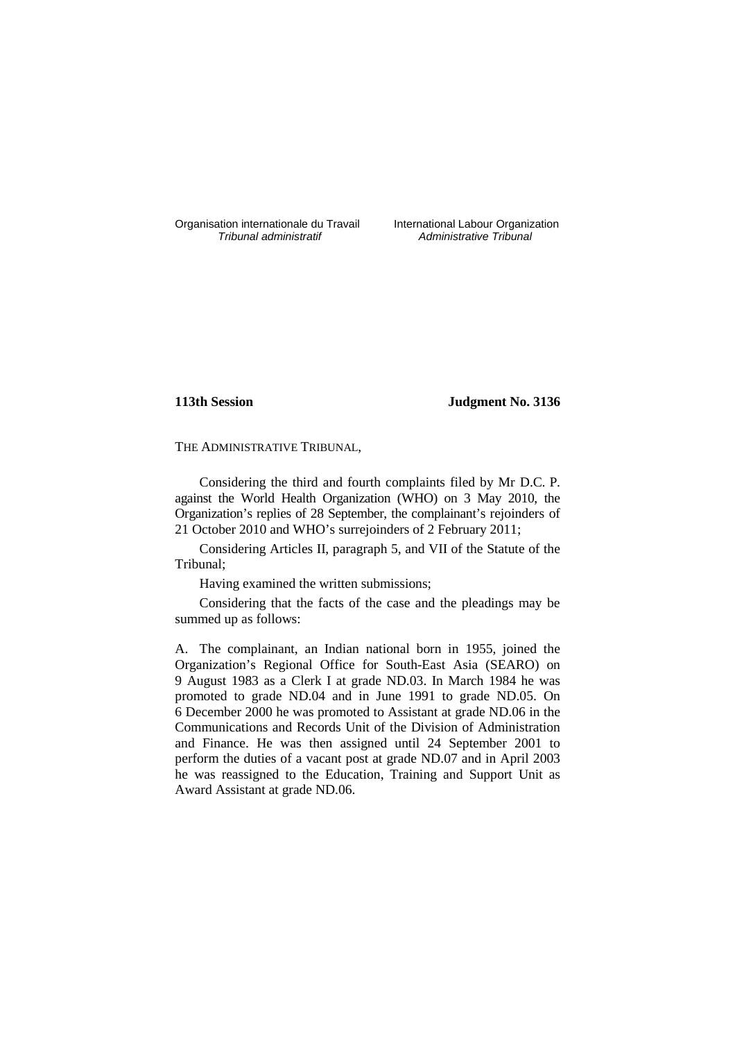Organisation internationale du Travail
*Tribunal administratif*

International Labour Organization
*Administrative Tribunal*

**113th Session**

**Judgment No. 3136**

THE ADMINISTRATIVE TRIBUNAL,

Considering the third and fourth complaints filed by Mr D.C. P. against the World Health Organization (WHO) on 3 May 2010, the Organization's replies of 28 September, the complainant's rejoinders of 21 October 2010 and WHO's surrejoinders of 2 February 2011;

Considering Articles II, paragraph 5, and VII of the Statute of the Tribunal;

Having examined the written submissions;

Considering that the facts of the case and the pleadings may be summed up as follows:

A. The complainant, an Indian national born in 1955, joined the Organization's Regional Office for South-East Asia (SEARO) on 9 August 1983 as a Clerk I at grade ND.03. In March 1984 he was promoted to grade ND.04 and in June 1991 to grade ND.05. On 6 December 2000 he was promoted to Assistant at grade ND.06 in the Communications and Records Unit of the Division of Administration and Finance. He was then assigned until 24 September 2001 to perform the duties of a vacant post at grade ND.07 and in April 2003 he was reassigned to the Education, Training and Support Unit as Award Assistant at grade ND.06.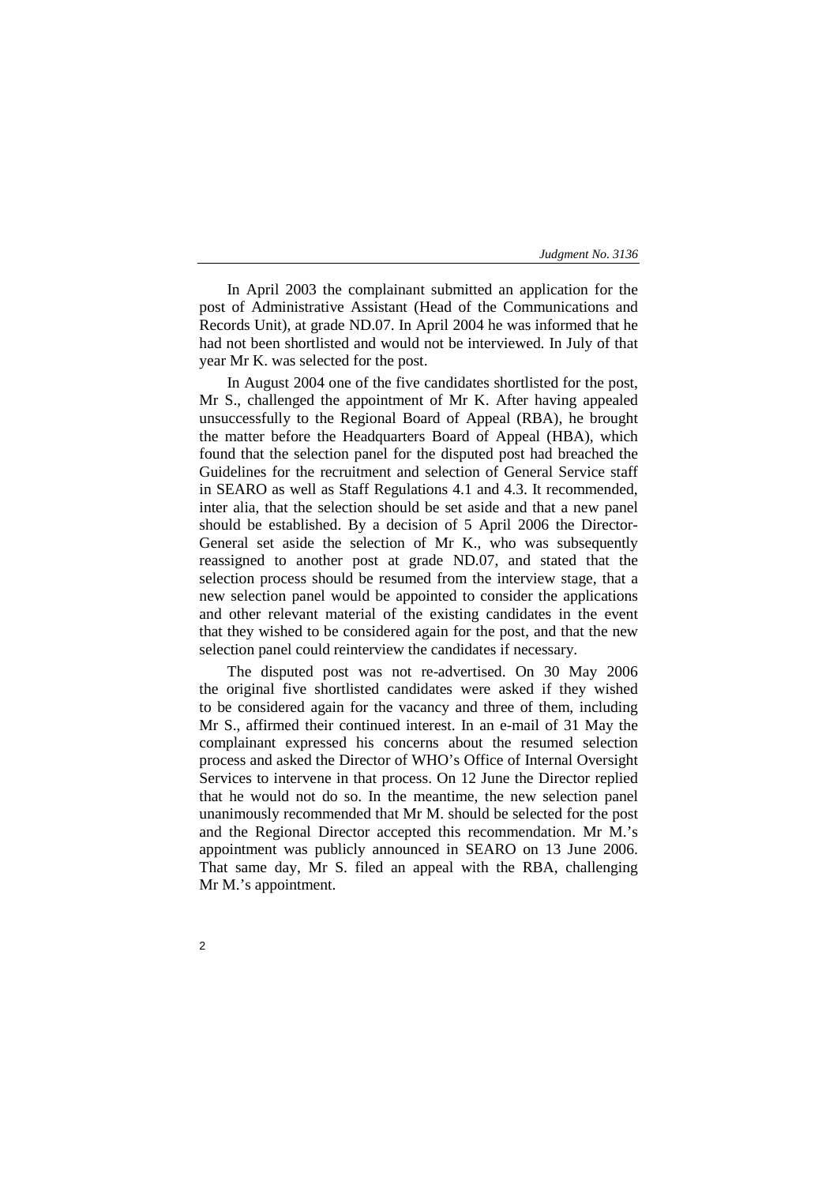In April 2003 the complainant submitted an application for the post of Administrative Assistant (Head of the Communications and Records Unit), at grade ND.07. In April 2004 he was informed that he had not been shortlisted and would not be interviewed. In July of that year Mr K. was selected for the post.

In August 2004 one of the five candidates shortlisted for the post, Mr S., challenged the appointment of Mr K. After having appealed unsuccessfully to the Regional Board of Appeal (RBA), he brought the matter before the Headquarters Board of Appeal (HBA), which found that the selection panel for the disputed post had breached the Guidelines for the recruitment and selection of General Service staff in SEARO as well as Staff Regulations 4.1 and 4.3. It recommended, inter alia, that the selection should be set aside and that a new panel should be established. By a decision of 5 April 2006 the Director-General set aside the selection of Mr K., who was subsequently reassigned to another post at grade ND.07, and stated that the selection process should be resumed from the interview stage, that a new selection panel would be appointed to consider the applications and other relevant material of the existing candidates in the event that they wished to be considered again for the post, and that the new selection panel could reinterview the candidates if necessary.

The disputed post was not re-advertised. On 30 May 2006 the original five shortlisted candidates were asked if they wished to be considered again for the vacancy and three of them, including Mr S., affirmed their continued interest. In an e-mail of 31 May the complainant expressed his concerns about the resumed selection process and asked the Director of WHO's Office of Internal Oversight Services to intervene in that process. On 12 June the Director replied that he would not do so. In the meantime, the new selection panel unanimously recommended that Mr M. should be selected for the post and the Regional Director accepted this recommendation. Mr M.'s appointment was publicly announced in SEARO on 13 June 2006. That same day, Mr S. filed an appeal with the RBA, challenging Mr M.'s appointment.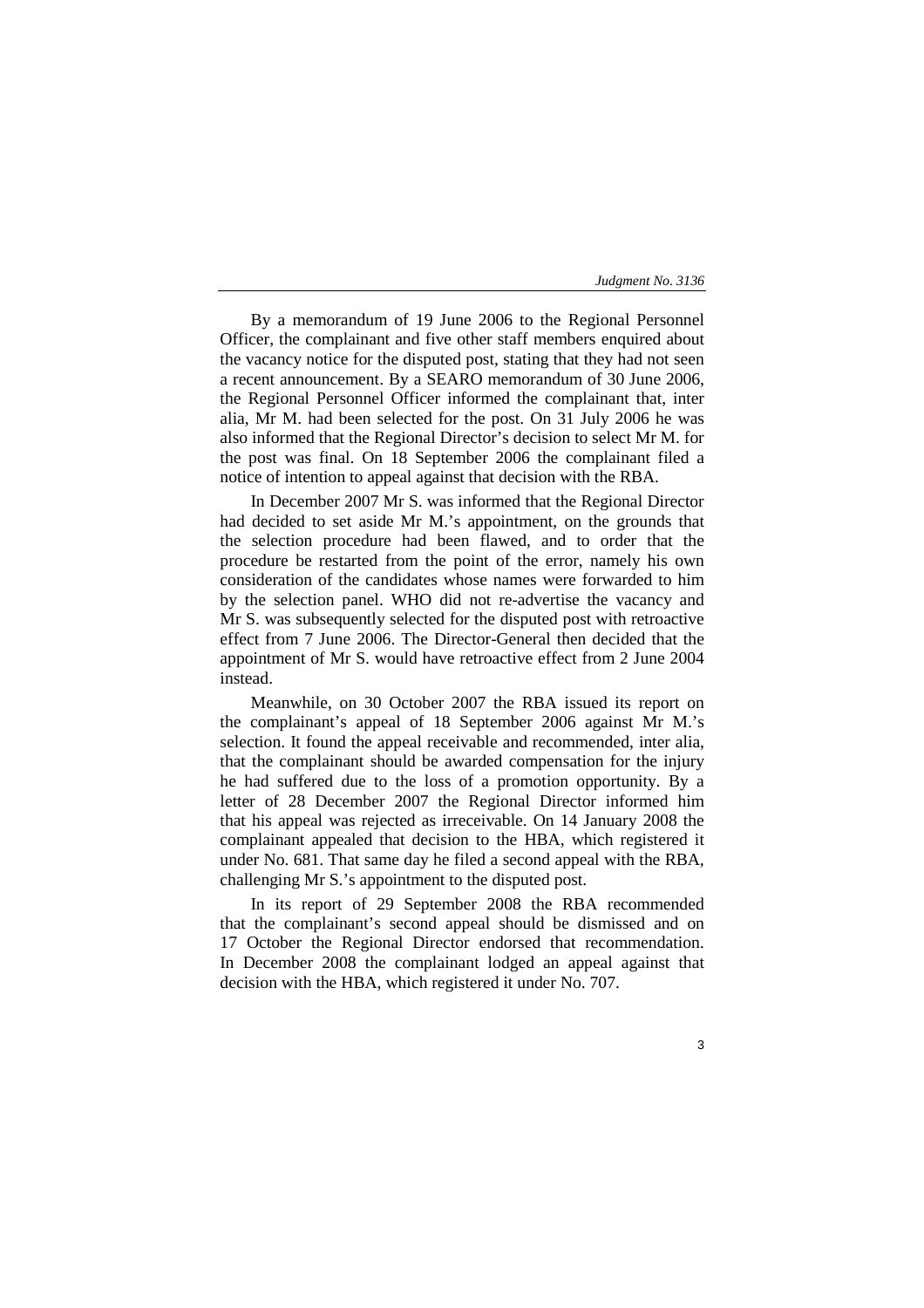By a memorandum of 19 June 2006 to the Regional Personnel Officer, the complainant and five other staff members enquired about the vacancy notice for the disputed post, stating that they had not seen a recent announcement. By a SEARO memorandum of 30 June 2006, the Regional Personnel Officer informed the complainant that, inter alia, Mr M. had been selected for the post. On 31 July 2006 he was also informed that the Regional Director's decision to select Mr M. for the post was final. On 18 September 2006 the complainant filed a notice of intention to appeal against that decision with the RBA.

In December 2007 Mr S. was informed that the Regional Director had decided to set aside Mr M.'s appointment, on the grounds that the selection procedure had been flawed, and to order that the procedure be restarted from the point of the error, namely his own consideration of the candidates whose names were forwarded to him by the selection panel. WHO did not re-advertise the vacancy and Mr S. was subsequently selected for the disputed post with retroactive effect from 7 June 2006. The Director-General then decided that the appointment of Mr S. would have retroactive effect from 2 June 2004 instead.

Meanwhile, on 30 October 2007 the RBA issued its report on the complainant's appeal of 18 September 2006 against Mr M.'s selection. It found the appeal receivable and recommended, inter alia, that the complainant should be awarded compensation for the injury he had suffered due to the loss of a promotion opportunity. By a letter of 28 December 2007 the Regional Director informed him that his appeal was rejected as irreceivable. On 14 January 2008 the complainant appealed that decision to the HBA, which registered it under No. 681. That same day he filed a second appeal with the RBA, challenging Mr S.'s appointment to the disputed post.

In its report of 29 September 2008 the RBA recommended that the complainant's second appeal should be dismissed and on 17 October the Regional Director endorsed that recommendation. In December 2008 the complainant lodged an appeal against that decision with the HBA, which registered it under No. 707.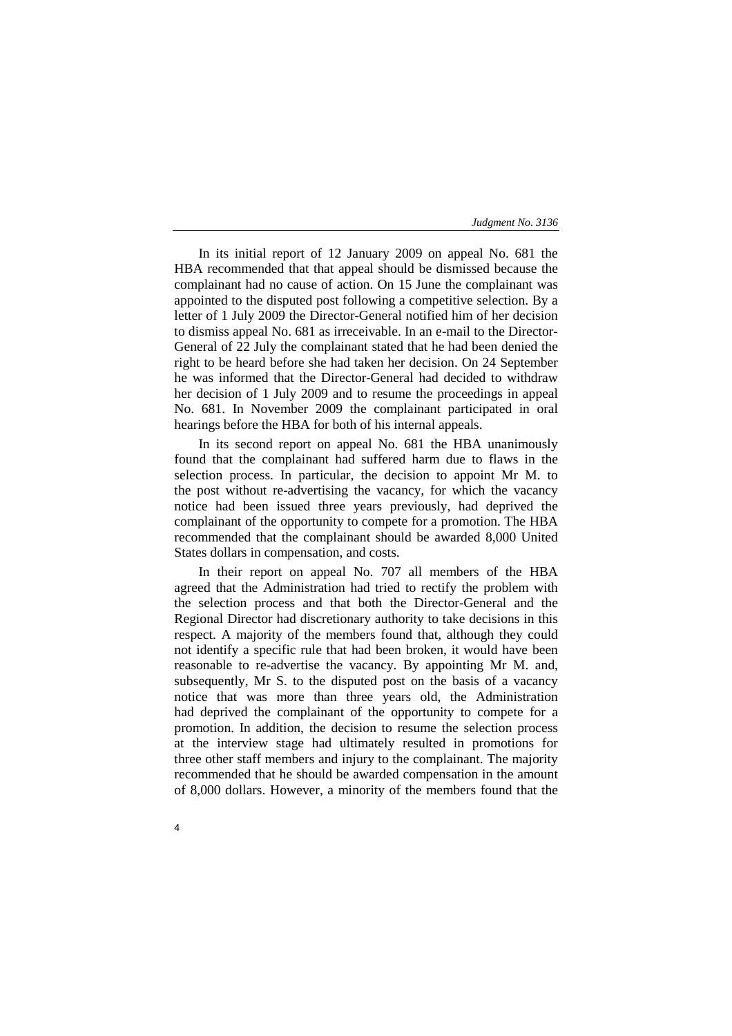In its initial report of 12 January 2009 on appeal No. 681 the HBA recommended that that appeal should be dismissed because the complainant had no cause of action. On 15 June the complainant was appointed to the disputed post following a competitive selection. By a letter of 1 July 2009 the Director-General notified him of her decision to dismiss appeal No. 681 as irreceivable. In an e-mail to the Director-General of 22 July the complainant stated that he had been denied the right to be heard before she had taken her decision. On 24 September he was informed that the Director-General had decided to withdraw her decision of 1 July 2009 and to resume the proceedings in appeal No. 681. In November 2009 the complainant participated in oral hearings before the HBA for both of his internal appeals.

In its second report on appeal No. 681 the HBA unanimously found that the complainant had suffered harm due to flaws in the selection process. In particular, the decision to appoint Mr M. to the post without re-advertising the vacancy, for which the vacancy notice had been issued three years previously, had deprived the complainant of the opportunity to compete for a promotion. The HBA recommended that the complainant should be awarded 8,000 United States dollars in compensation, and costs.

In their report on appeal No. 707 all members of the HBA agreed that the Administration had tried to rectify the problem with the selection process and that both the Director-General and the Regional Director had discretionary authority to take decisions in this respect. A majority of the members found that, although they could not identify a specific rule that had been broken, it would have been reasonable to re-advertise the vacancy. By appointing Mr M. and, subsequently, Mr S. to the disputed post on the basis of a vacancy notice that was more than three years old, the Administration had deprived the complainant of the opportunity to compete for a promotion. In addition, the decision to resume the selection process at the interview stage had ultimately resulted in promotions for three other staff members and injury to the complainant. The majority recommended that he should be awarded compensation in the amount of 8,000 dollars. However, a minority of the members found that the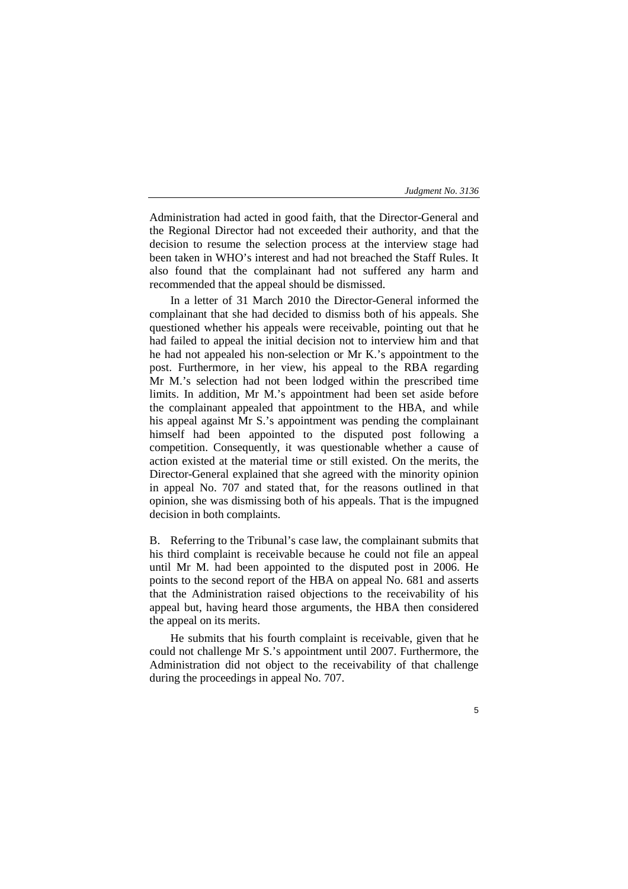Administration had acted in good faith, that the Director-General and the Regional Director had not exceeded their authority, and that the decision to resume the selection process at the interview stage had been taken in WHO's interest and had not breached the Staff Rules. It also found that the complainant had not suffered any harm and recommended that the appeal should be dismissed.

In a letter of 31 March 2010 the Director-General informed the complainant that she had decided to dismiss both of his appeals. She questioned whether his appeals were receivable, pointing out that he had failed to appeal the initial decision not to interview him and that he had not appealed his non-selection or Mr K.'s appointment to the post. Furthermore, in her view, his appeal to the RBA regarding Mr M.'s selection had not been lodged within the prescribed time limits. In addition, Mr M.'s appointment had been set aside before the complainant appealed that appointment to the HBA, and while his appeal against Mr S.'s appointment was pending the complainant himself had been appointed to the disputed post following a competition. Consequently, it was questionable whether a cause of action existed at the material time or still existed. On the merits, the Director-General explained that she agreed with the minority opinion in appeal No. 707 and stated that, for the reasons outlined in that opinion, she was dismissing both of his appeals. That is the impugned decision in both complaints.

B. Referring to the Tribunal's case law, the complainant submits that his third complaint is receivable because he could not file an appeal until Mr M. had been appointed to the disputed post in 2006. He points to the second report of the HBA on appeal No. 681 and asserts that the Administration raised objections to the receivability of his appeal but, having heard those arguments, the HBA then considered the appeal on its merits.

He submits that his fourth complaint is receivable, given that he could not challenge Mr S.'s appointment until 2007. Furthermore, the Administration did not object to the receivability of that challenge during the proceedings in appeal No. 707.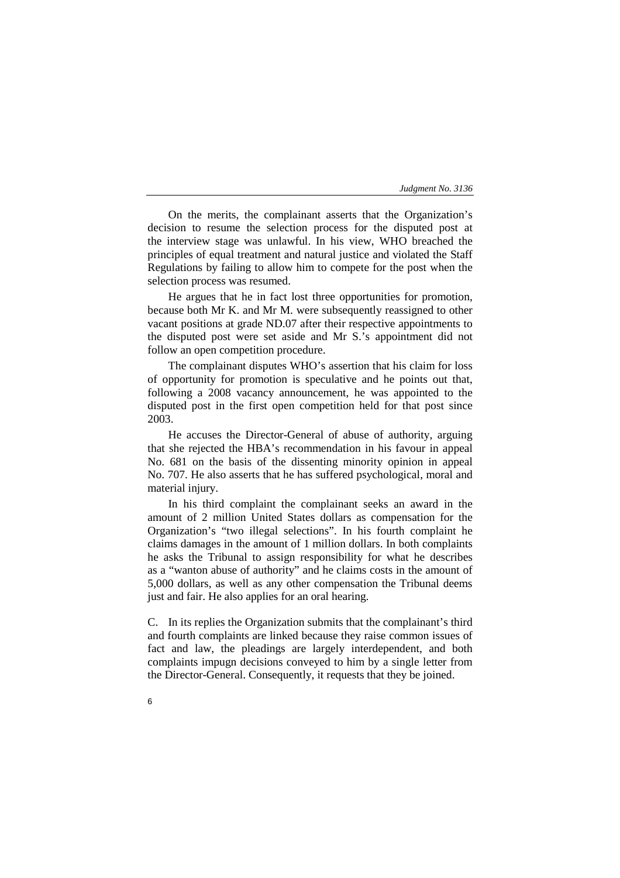On the merits, the complainant asserts that the Organization's decision to resume the selection process for the disputed post at the interview stage was unlawful. In his view, WHO breached the principles of equal treatment and natural justice and violated the Staff Regulations by failing to allow him to compete for the post when the selection process was resumed.

He argues that he in fact lost three opportunities for promotion, because both Mr K. and Mr M. were subsequently reassigned to other vacant positions at grade ND.07 after their respective appointments to the disputed post were set aside and Mr S.'s appointment did not follow an open competition procedure.

The complainant disputes WHO's assertion that his claim for loss of opportunity for promotion is speculative and he points out that, following a 2008 vacancy announcement, he was appointed to the disputed post in the first open competition held for that post since 2003.

He accuses the Director-General of abuse of authority, arguing that she rejected the HBA's recommendation in his favour in appeal No. 681 on the basis of the dissenting minority opinion in appeal No. 707. He also asserts that he has suffered psychological, moral and material injury.

In his third complaint the complainant seeks an award in the amount of 2 million United States dollars as compensation for the Organization's "two illegal selections". In his fourth complaint he claims damages in the amount of 1 million dollars. In both complaints he asks the Tribunal to assign responsibility for what he describes as a "wanton abuse of authority" and he claims costs in the amount of 5,000 dollars, as well as any other compensation the Tribunal deems just and fair. He also applies for an oral hearing.

C. In its replies the Organization submits that the complainant's third and fourth complaints are linked because they raise common issues of fact and law, the pleadings are largely interdependent, and both complaints impugn decisions conveyed to him by a single letter from the Director-General. Consequently, it requests that they be joined.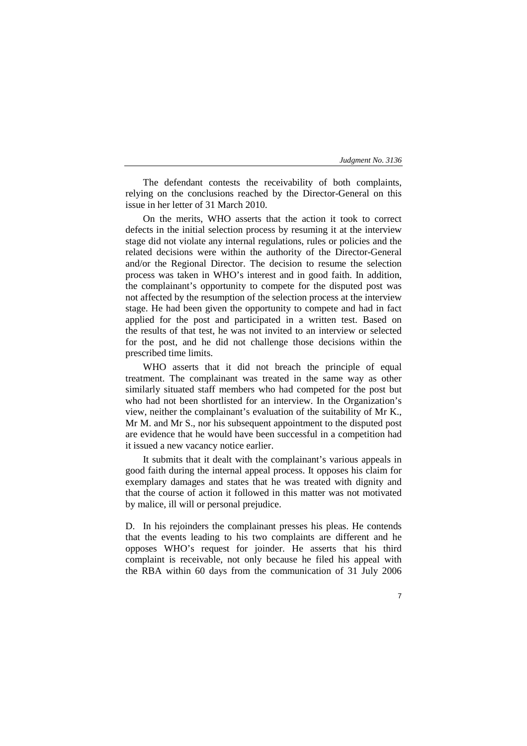The defendant contests the receivability of both complaints, relying on the conclusions reached by the Director-General on this issue in her letter of 31 March 2010.

On the merits, WHO asserts that the action it took to correct defects in the initial selection process by resuming it at the interview stage did not violate any internal regulations, rules or policies and the related decisions were within the authority of the Director-General and/or the Regional Director. The decision to resume the selection process was taken in WHO's interest and in good faith. In addition, the complainant's opportunity to compete for the disputed post was not affected by the resumption of the selection process at the interview stage. He had been given the opportunity to compete and had in fact applied for the post and participated in a written test. Based on the results of that test, he was not invited to an interview or selected for the post, and he did not challenge those decisions within the prescribed time limits.

WHO asserts that it did not breach the principle of equal treatment. The complainant was treated in the same way as other similarly situated staff members who had competed for the post but who had not been shortlisted for an interview. In the Organization's view, neither the complainant's evaluation of the suitability of Mr K., Mr M. and Mr S., nor his subsequent appointment to the disputed post are evidence that he would have been successful in a competition had it issued a new vacancy notice earlier.

It submits that it dealt with the complainant's various appeals in good faith during the internal appeal process. It opposes his claim for exemplary damages and states that he was treated with dignity and that the course of action it followed in this matter was not motivated by malice, ill will or personal prejudice.

D. In his rejoinders the complainant presses his pleas. He contends that the events leading to his two complaints are different and he opposes WHO's request for joinder. He asserts that his third complaint is receivable, not only because he filed his appeal with the RBA within 60 days from the communication of 31 July 2006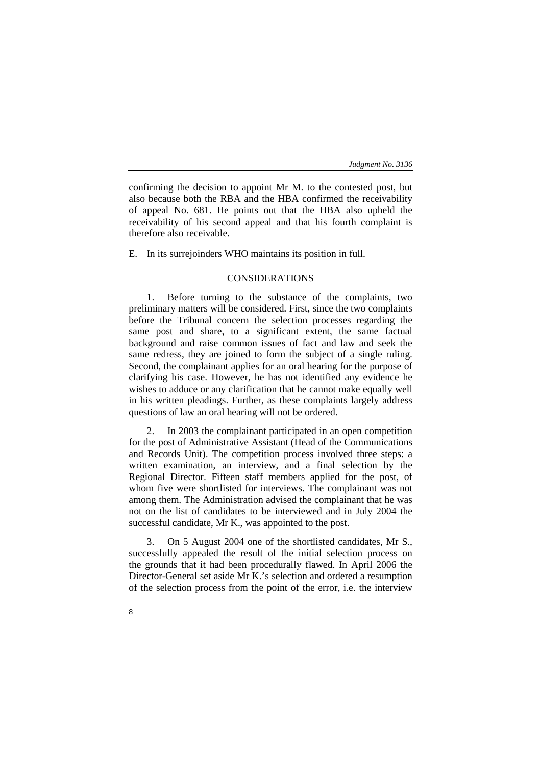confirming the decision to appoint Mr M. to the contested post, but also because both the RBA and the HBA confirmed the receivability of appeal No. 681. He points out that the HBA also upheld the receivability of his second appeal and that his fourth complaint is therefore also receivable.

E. In its surrejoinders WHO maintains its position in full.

## CONSIDERATIONS

1. Before turning to the substance of the complaints, two preliminary matters will be considered. First, since the two complaints before the Tribunal concern the selection processes regarding the same post and share, to a significant extent, the same factual background and raise common issues of fact and law and seek the same redress, they are joined to form the subject of a single ruling. Second, the complainant applies for an oral hearing for the purpose of clarifying his case. However, he has not identified any evidence he wishes to adduce or any clarification that he cannot make equally well in his written pleadings. Further, as these complaints largely address questions of law an oral hearing will not be ordered.

2. In 2003 the complainant participated in an open competition for the post of Administrative Assistant (Head of the Communications and Records Unit). The competition process involved three steps: a written examination, an interview, and a final selection by the Regional Director. Fifteen staff members applied for the post, of whom five were shortlisted for interviews. The complainant was not among them. The Administration advised the complainant that he was not on the list of candidates to be interviewed and in July 2004 the successful candidate, Mr K., was appointed to the post.

3. On 5 August 2004 one of the shortlisted candidates, Mr S., successfully appealed the result of the initial selection process on the grounds that it had been procedurally flawed. In April 2006 the Director-General set aside Mr K.'s selection and ordered a resumption of the selection process from the point of the error, i.e. the interview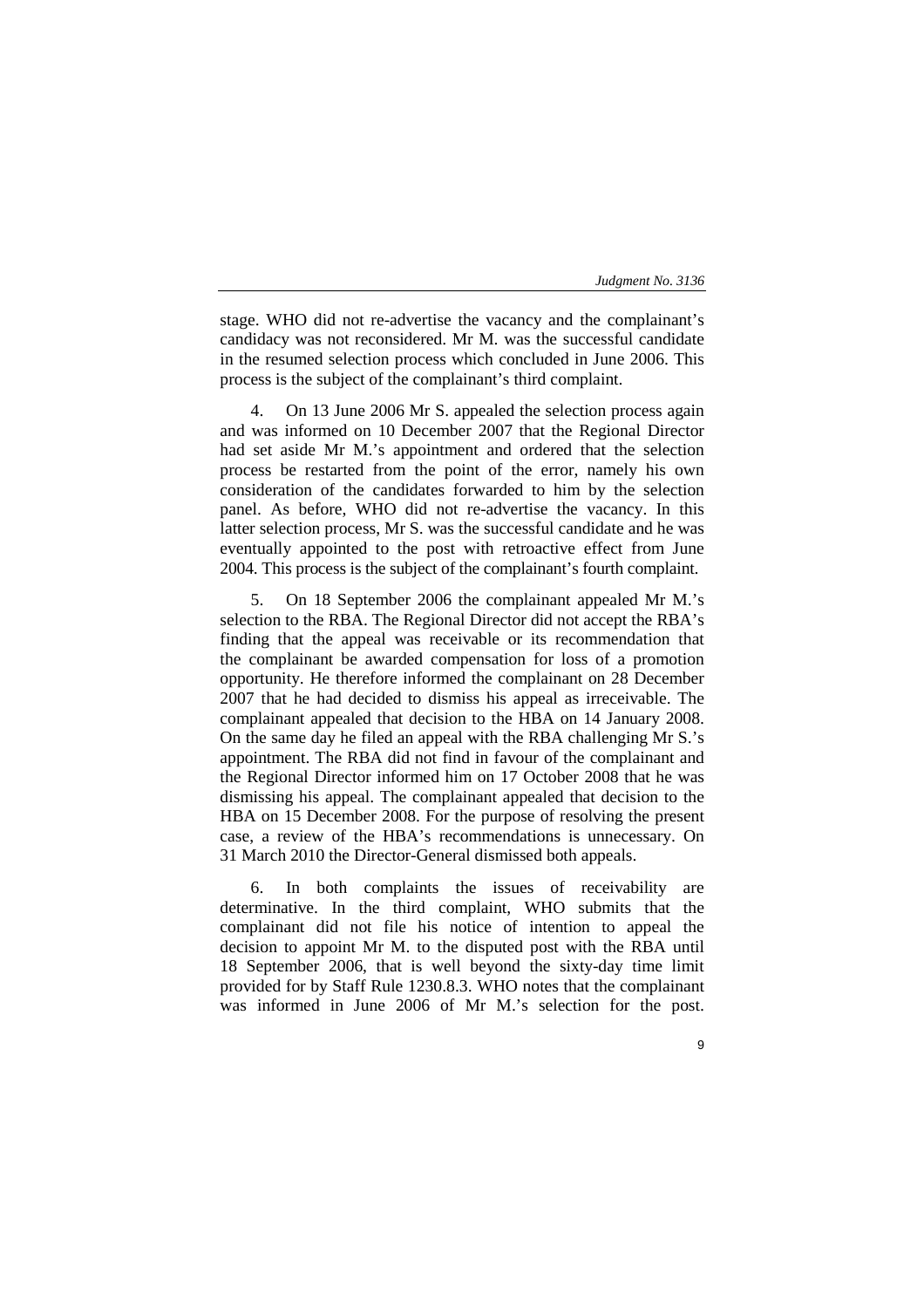stage. WHO did not re-advertise the vacancy and the complainant's candidacy was not reconsidered. Mr M. was the successful candidate in the resumed selection process which concluded in June 2006. This process is the subject of the complainant's third complaint.

4. On 13 June 2006 Mr S. appealed the selection process again and was informed on 10 December 2007 that the Regional Director had set aside Mr M.'s appointment and ordered that the selection process be restarted from the point of the error, namely his own consideration of the candidates forwarded to him by the selection panel. As before, WHO did not re-advertise the vacancy. In this latter selection process, Mr S. was the successful candidate and he was eventually appointed to the post with retroactive effect from June 2004. This process is the subject of the complainant's fourth complaint.

5. On 18 September 2006 the complainant appealed Mr M.'s selection to the RBA. The Regional Director did not accept the RBA's finding that the appeal was receivable or its recommendation that the complainant be awarded compensation for loss of a promotion opportunity. He therefore informed the complainant on 28 December 2007 that he had decided to dismiss his appeal as irreceivable. The complainant appealed that decision to the HBA on 14 January 2008. On the same day he filed an appeal with the RBA challenging Mr S.'s appointment. The RBA did not find in favour of the complainant and the Regional Director informed him on 17 October 2008 that he was dismissing his appeal. The complainant appealed that decision to the HBA on 15 December 2008. For the purpose of resolving the present case, a review of the HBA's recommendations is unnecessary. On 31 March 2010 the Director-General dismissed both appeals.

6. In both complaints the issues of receivability are determinative. In the third complaint, WHO submits that the complainant did not file his notice of intention to appeal the decision to appoint Mr M. to the disputed post with the RBA until 18 September 2006, that is well beyond the sixty-day time limit provided for by Staff Rule 1230.8.3. WHO notes that the complainant was informed in June 2006 of Mr M.'s selection for the post.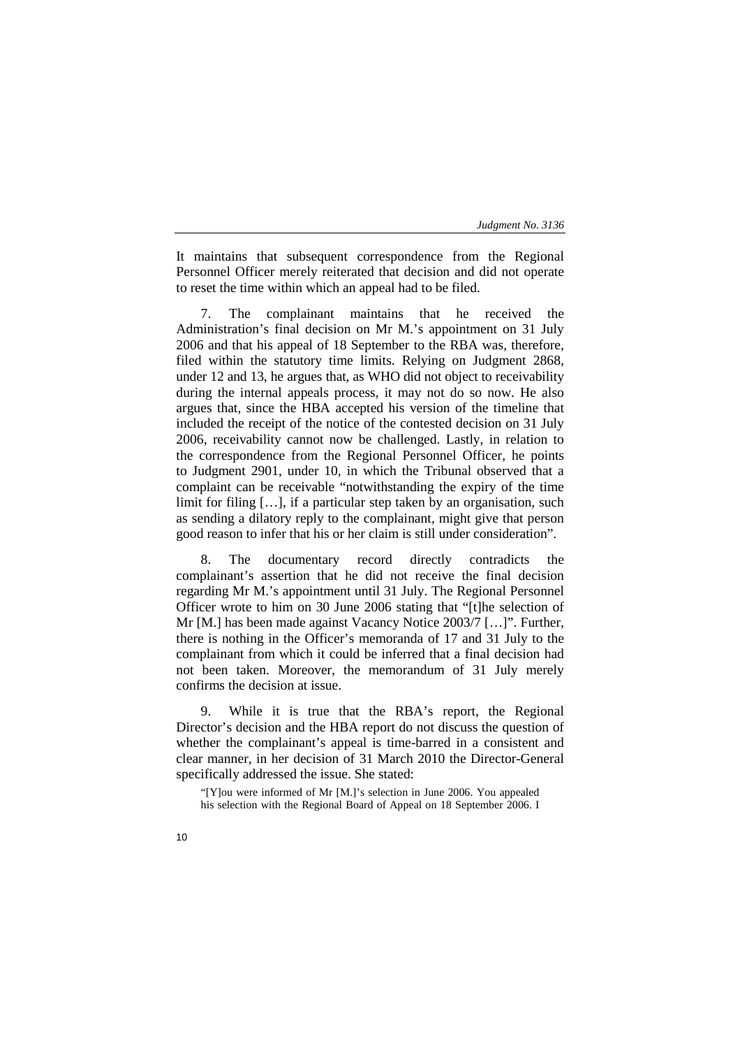It maintains that subsequent correspondence from the Regional Personnel Officer merely reiterated that decision and did not operate to reset the time within which an appeal had to be filed.

7. The complainant maintains that he received the Administration's final decision on Mr M.'s appointment on 31 July 2006 and that his appeal of 18 September to the RBA was, therefore, filed within the statutory time limits. Relying on Judgment 2868, under 12 and 13, he argues that, as WHO did not object to receivability during the internal appeals process, it may not do so now. He also argues that, since the HBA accepted his version of the timeline that included the receipt of the notice of the contested decision on 31 July 2006, receivability cannot now be challenged. Lastly, in relation to the correspondence from the Regional Personnel Officer, he points to Judgment 2901, under 10, in which the Tribunal observed that a complaint can be receivable "notwithstanding the expiry of the time limit for filing […], if a particular step taken by an organisation, such as sending a dilatory reply to the complainant, might give that person good reason to infer that his or her claim is still under consideration".

8. The documentary record directly contradicts the complainant's assertion that he did not receive the final decision regarding Mr M.'s appointment until 31 July. The Regional Personnel Officer wrote to him on 30 June 2006 stating that "[t]he selection of Mr [M.] has been made against Vacancy Notice 2003/7 […]". Further, there is nothing in the Officer's memoranda of 17 and 31 July to the complainant from which it could be inferred that a final decision had not been taken. Moreover, the memorandum of 31 July merely confirms the decision at issue.

9. While it is true that the RBA's report, the Regional Director's decision and the HBA report do not discuss the question of whether the complainant's appeal is time-barred in a consistent and clear manner, in her decision of 31 March 2010 the Director-General specifically addressed the issue. She stated:

> "[Y]ou were informed of Mr [M.]'s selection in June 2006. You appealed his selection with the Regional Board of Appeal on 18 September 2006. I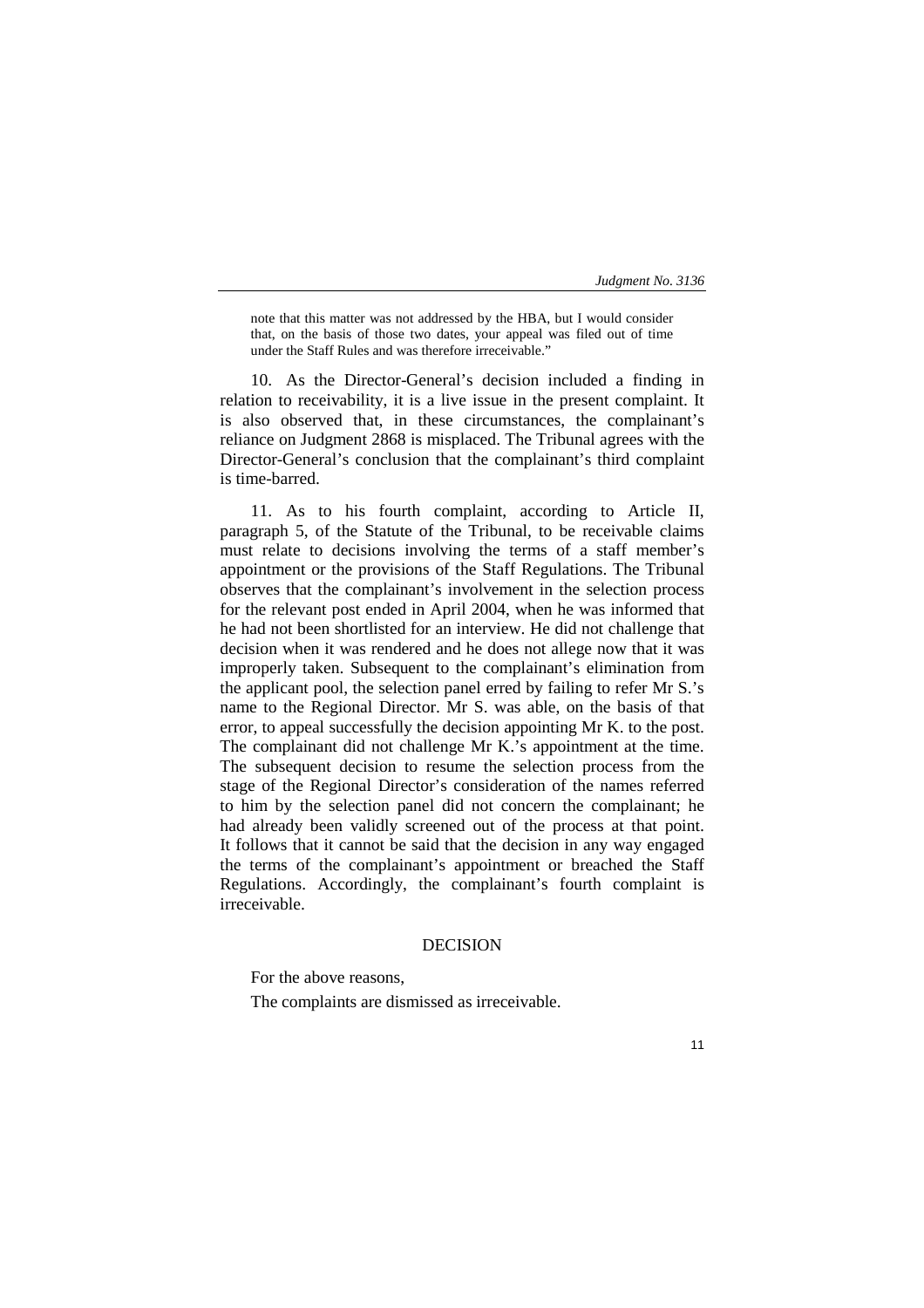note that this matter was not addressed by the HBA, but I would consider that, on the basis of those two dates, your appeal was filed out of time under the Staff Rules and was therefore irreceivable."

10. As the Director-General's decision included a finding in relation to receivability, it is a live issue in the present complaint. It is also observed that, in these circumstances, the complainant's reliance on Judgment 2868 is misplaced. The Tribunal agrees with the Director-General's conclusion that the complainant's third complaint is time-barred.

11. As to his fourth complaint, according to Article II, paragraph 5, of the Statute of the Tribunal, to be receivable claims must relate to decisions involving the terms of a staff member's appointment or the provisions of the Staff Regulations. The Tribunal observes that the complainant's involvement in the selection process for the relevant post ended in April 2004, when he was informed that he had not been shortlisted for an interview. He did not challenge that decision when it was rendered and he does not allege now that it was improperly taken. Subsequent to the complainant's elimination from the applicant pool, the selection panel erred by failing to refer Mr S.'s name to the Regional Director. Mr S. was able, on the basis of that error, to appeal successfully the decision appointing Mr K. to the post. The complainant did not challenge Mr K.'s appointment at the time. The subsequent decision to resume the selection process from the stage of the Regional Director's consideration of the names referred to him by the selection panel did not concern the complainant; he had already been validly screened out of the process at that point. It follows that it cannot be said that the decision in any way engaged the terms of the complainant's appointment or breached the Staff Regulations. Accordingly, the complainant's fourth complaint is irreceivable.

## DECISION

For the above reasons,

The complaints are dismissed as irreceivable.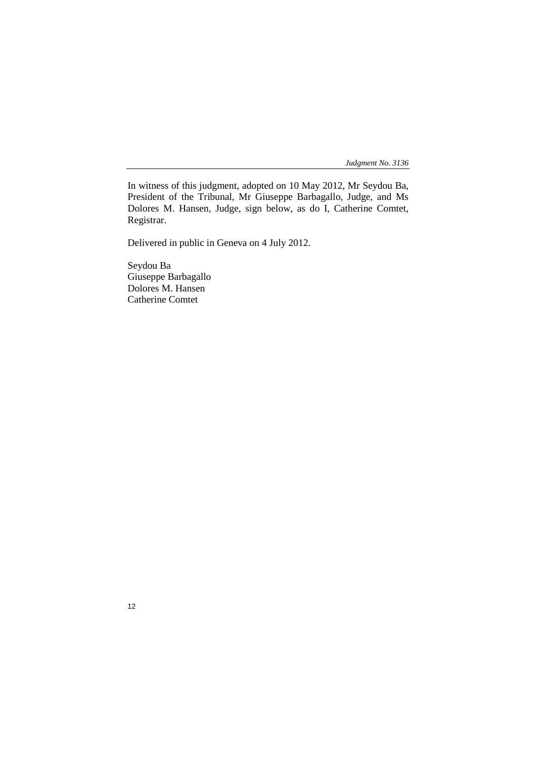In witness of this judgment, adopted on 10 May 2012, Mr Seydou Ba, President of the Tribunal, Mr Giuseppe Barbagallo, Judge, and Ms Dolores M. Hansen, Judge, sign below, as do I, Catherine Comtet, Registrar.

Delivered in public in Geneva on 4 July 2012.

Seydou Ba
Giuseppe Barbagallo
Dolores M. Hansen
Catherine Comtet